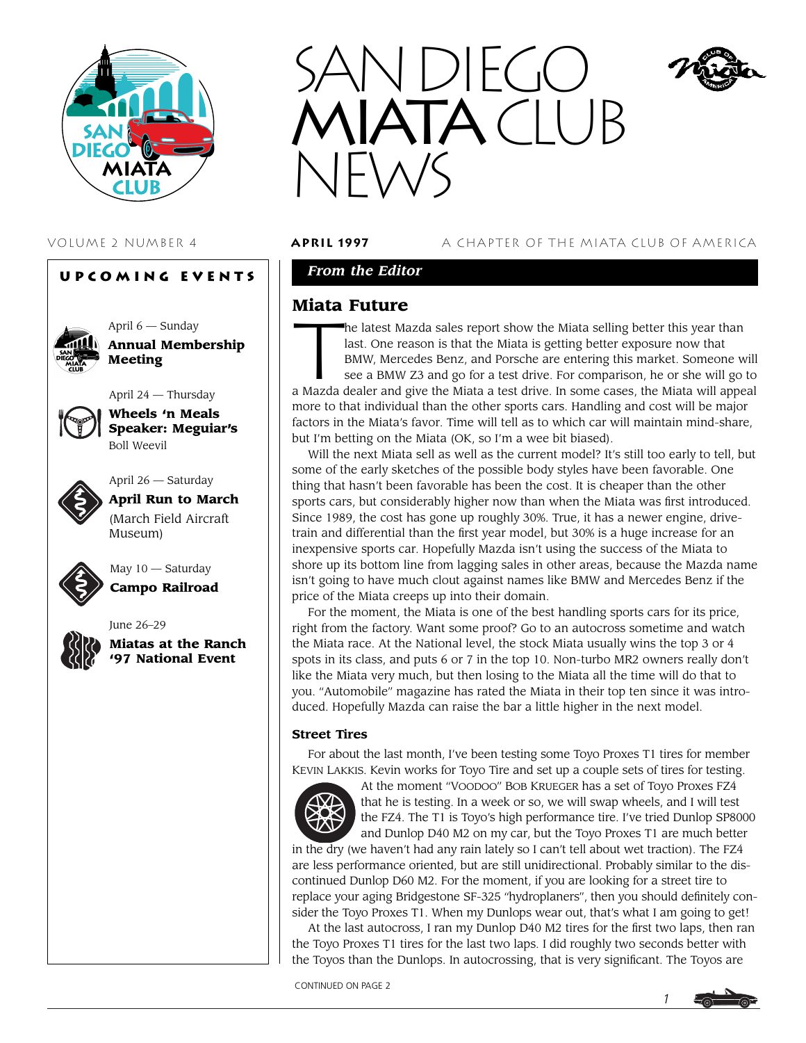# SAN DIEGO MIATA CLUB NEWS

VOLUME 2 NUMBER 4 **APRIL 1997** A CHAPTER OF THE MIATA CLUB OF AMERICA

## UPCOMING EVENTS

April 6 — Sunday
**Annual Membership Meeting**

April 24 — Thursday
**Wheels 'n Meals Speaker: Meguiar's**
Boll Weevil

April 26 — Saturday
**April Run to March**
(March Field Aircraft Museum)

May 10 — Saturday
**Campo Railroad**

June 26–29
**Miatas at the Ranch '97 National Event**

***From the Editor***

## Miata Future

The latest Mazda sales report show the Miata selling better this year than last. One reason is that the Miata is getting better exposure now that BMW, Mercedes Benz, and Porsche are entering this market. Someone will see a BMW Z3 and go for a test drive. For comparison, he or she will go to a Mazda dealer and give the Miata a test drive. In some cases, the Miata will appeal more to that individual than the other sports cars. Handling and cost will be major factors in the Miata's favor. Time will tell as to which car will maintain mind-share, but I'm betting on the Miata (OK, so I'm a wee bit biased).

Will the next Miata sell as well as the current model? It's still too early to tell, but some of the early sketches of the possible body styles have been favorable. One thing that hasn't been favorable has been the cost. It is cheaper than the other sports cars, but considerably higher now than when the Miata was first introduced. Since 1989, the cost has gone up roughly 30%. True, it has a newer engine, drive-train and differential than the first year model, but 30% is a huge increase for an inexpensive sports car. Hopefully Mazda isn't using the success of the Miata to shore up its bottom line from lagging sales in other areas, because the Mazda name isn't going to have much clout against names like BMW and Mercedes Benz if the price of the Miata creeps up into their domain.

For the moment, the Miata is one of the best handling sports cars for its price, right from the factory. Want some proof? Go to an autocross sometime and watch the Miata race. At the National level, the stock Miata usually wins the top 3 or 4 spots in its class, and puts 6 or 7 in the top 10. Non-turbo MR2 owners really don't like the Miata very much, but then losing to the Miata all the time will do that to you. "Automobile" magazine has rated the Miata in their top ten since it was introduced. Hopefully Mazda can raise the bar a little higher in the next model.

### Street Tires

For about the last month, I've been testing some Toyo Proxes T1 tires for member KEVIN LAKKIS. Kevin works for Toyo Tire and set up a couple sets of tires for testing. At the moment "VOODOO" BOB KRUEGER has a set of Toyo Proxes FZ4 that he is testing. In a week or so, we will swap wheels, and I will test the FZ4. The T1 is Toyo's high performance tire. I've tried Dunlop SP8000 and Dunlop D40 M2 on my car, but the Toyo Proxes T1 are much better in the dry (we haven't had any rain lately so I can't tell about wet traction). The FZ4 are less performance oriented, but are still unidirectional. Probably similar to the discontinued Dunlop D60 M2. For the moment, if you are looking for a street tire to replace your aging Bridgestone SF-325 "hydroplaners", then you should definitely consider the Toyo Proxes T1. When my Dunlops wear out, that's what I am going to get!

At the last autocross, I ran my Dunlop D40 M2 tires for the first two laps, then ran the Toyo Proxes T1 tires for the last two laps. I did roughly two seconds better with the Toyos than the Dunlops. In autocrossing, that is very significant. The Toyos are

CONTINUED ON PAGE 2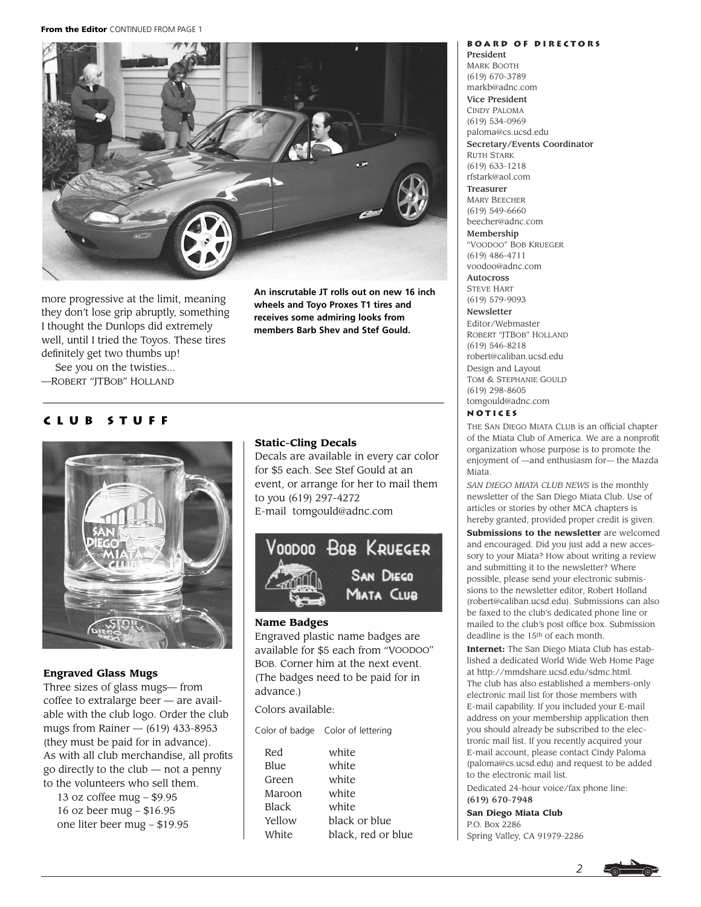**From the Editor** CONTINUED FROM PAGE 1

more progressive at the limit, meaning they don't lose grip abruptly, something I thought the Dunlops did extremely well, until I tried the Toyos. These tires definitely get two thumbs up!

See you on the twisties...
—ROBERT "JTBOB" HOLLAND

**An inscrutable JT rolls out on new 16 inch wheels and Toyo Proxes T1 tires and receives some admiring looks from members Barb Shev and Stef Gould.**

## CLUB STUFF

### Engraved Glass Mugs

Three sizes of glass mugs— from coffee to extralarge beer — are available with the club logo. Order the club mugs from Rainer — (619) 433-8953 (they must be paid for in advance). As with all club merchandise, all profits go directly to the club — not a penny to the volunteers who sell them.

13 oz coffee mug – $9.95
16 oz beer mug – $16.95
one liter beer mug – $19.95

### Static-Cling Decals

Decals are available in every car color for $5 each. See Stef Gould at an event, or arrange for her to mail them to you (619) 297-4272
E-mail tomgould@adnc.com

VOODOO BOB KRUEGER
SAN DIEGO MIATA CLUB

### Name Badges

Engraved plastic name badges are available for $5 each from "VOODOO" BOB. Corner him at the next event. (The badges need to be paid for in advance.)

Colors available:

| Color of badge | Color of lettering |
|---|---|
| Red | white |
| Blue | white |
| Green | white |
| Maroon | white |
| Black | white |
| Yellow | black or blue |
| White | black, red or blue |

## BOARD OF DIRECTORS

**President**
MARK BOOTH
(619) 670-3789
markb@adnc.com

**Vice President**
CINDY PALOMA
(619) 534-0969
paloma@cs.ucsd.edu

**Secretary/Events Coordinator**
RUTH STARK
(619) 633-1218
rfstark@aol.com

**Treasurer**
MARY BEECHER
(619) 549-6660
beecher@adnc.com

**Membership**
"VOODOO" BOB KRUEGER
(619) 486-4711
voodoo@adnc.com

**Autocross**
STEVE HART
(619) 579-9093

**Newsletter**
Editor/Webmaster
ROBERT "JTBOB" HOLLAND
(619) 546-8218
robert@caliban.ucsd.edu
Design and Layout
TOM & STEPHANIE GOULD
(619) 298-8605
tomgould@adnc.com

## NOTICES

THE SAN DIEGO MIATA CLUB is an official chapter of the Miata Club of America. We are a nonprofit organization whose purpose is to promote the enjoyment of —and enthusiasm for— the Mazda Miata.

*SAN DIEGO MIATA CLUB NEWS* is the monthly newsletter of the San Diego Miata Club. Use of articles or stories by other MCA chapters is hereby granted, provided proper credit is given.

**Submissions to the newsletter** are welcomed and encouraged. Did you just add a new accessory to your Miata? How about writing a review and submitting it to the newsletter? Where possible, please send your electronic submissions to the newsletter editor, Robert Holland (robert@caliban.ucsd.edu). Submissions can also be faxed to the club's dedicated phone line or mailed to the club's post office box. Submission deadline is the 15th of each month.

**Internet:** The San Diego Miata Club has established a dedicated World Wide Web Home Page at http://mmdshare.ucsd.edu/sdmc.html. The club has also established a members-only electronic mail list for those members with E-mail capability. If you included your E-mail address on your membership application then you should already be subscribed to the electronic mail list. If you recently acquired your E-mail account, please contact Cindy Paloma (paloma@cs.ucsd.edu) and request to be added to the electronic mail list.

Dedicated 24-hour voice/fax phone line:
**(619) 670-7948**

**San Diego Miata Club**
P.O. Box 2286
Spring Valley, CA 91979-2286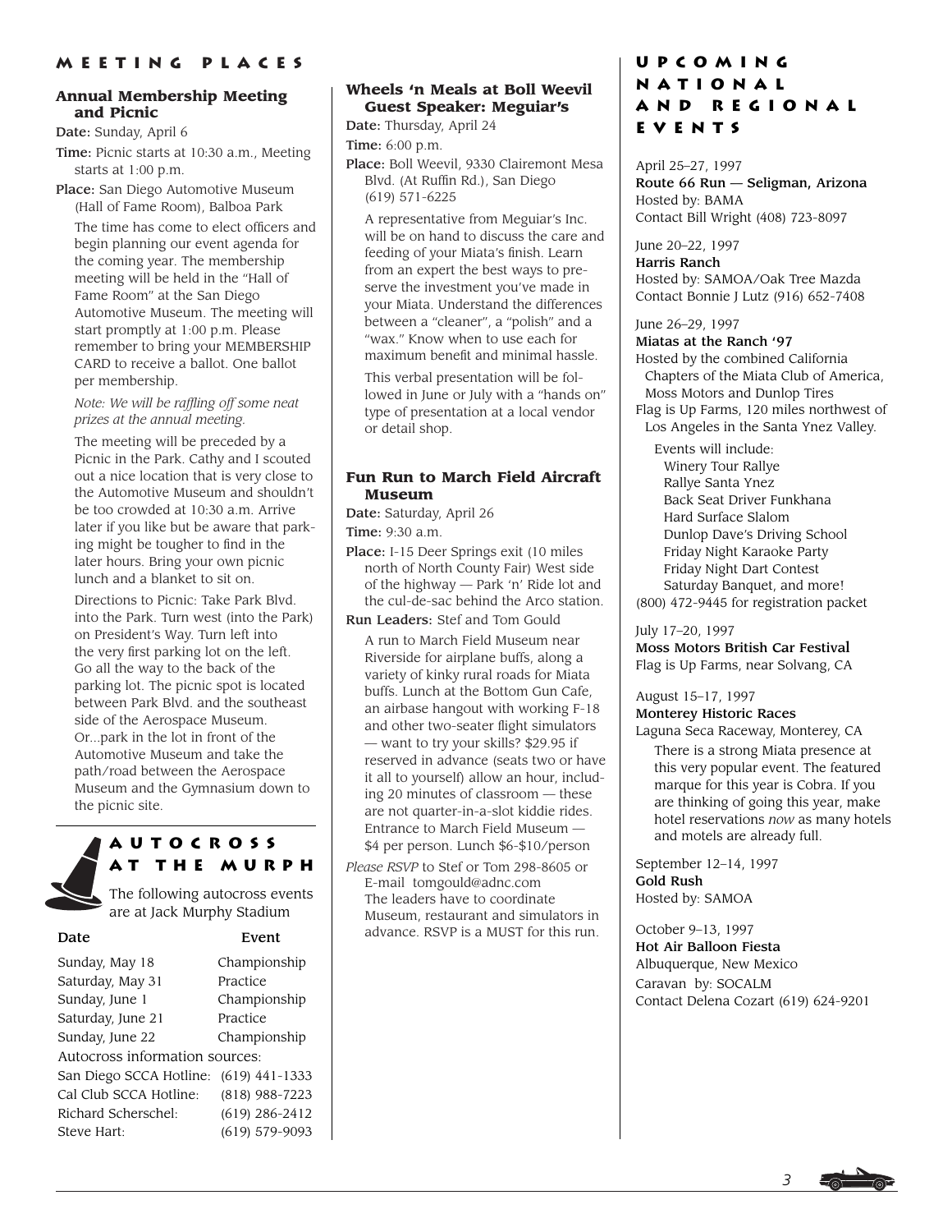# MEETING PLACES

### Annual Membership Meeting and Picnic

**Date:** Sunday, April 6

**Time:** Picnic starts at 10:30 a.m., Meeting starts at 1:00 p.m.

**Place:** San Diego Automotive Museum (Hall of Fame Room), Balboa Park

The time has come to elect officers and begin planning our event agenda for the coming year. The membership meeting will be held in the "Hall of Fame Room" at the San Diego Automotive Museum. The meeting will start promptly at 1:00 p.m. Please remember to bring your MEMBERSHIP CARD to receive a ballot. One ballot per membership.

*Note: We will be raffling off some neat prizes at the annual meeting.*

The meeting will be preceded by a Picnic in the Park. Cathy and I scouted out a nice location that is very close to the Automotive Museum and shouldn't be too crowded at 10:30 a.m. Arrive later if you like but be aware that parking might be tougher to find in the later hours. Bring your own picnic lunch and a blanket to sit on.

Directions to Picnic: Take Park Blvd. into the Park. Turn west (into the Park) on President's Way. Turn left into the very first parking lot on the left. Go all the way to the back of the parking lot. The picnic spot is located between Park Blvd. and the southeast side of the Aerospace Museum. Or...park in the lot in front of the Automotive Museum and take the path/road between the Aerospace Museum and the Gymnasium down to the picnic site.

## AUTOCROSS AT THE MURPH

The following autocross events are at Jack Murphy Stadium

| Date | Event |
|---|---|
| Sunday, May 18 | Championship |
| Saturday, May 31 | Practice |
| Sunday, June 1 | Championship |
| Saturday, June 21 | Practice |
| Sunday, June 22 | Championship |

Autocross information sources:

| | |
|---|---|
| San Diego SCCA Hotline: | (619) 441-1333 |
| Cal Club SCCA Hotline: | (818) 988-7223 |
| Richard Scherschel: | (619) 286-2412 |
| Steve Hart: | (619) 579-9093 |

### Wheels 'n Meals at Boll Weevil Guest Speaker: Meguiar's

**Date:** Thursday, April 24

**Time:** 6:00 p.m.

**Place:** Boll Weevil, 9330 Clairemont Mesa Blvd. (At Ruffin Rd.), San Diego (619) 571-6225

A representative from Meguiar's Inc. will be on hand to discuss the care and feeding of your Miata's finish. Learn from an expert the best ways to preserve the investment you've made in your Miata. Understand the differences between a "cleaner", a "polish" and a "wax." Know when to use each for maximum benefit and minimal hassle.

This verbal presentation will be followed in June or July with a "hands on" type of presentation at a local vendor or detail shop.

### Fun Run to March Field Aircraft Museum

**Date:** Saturday, April 26

**Time:** 9:30 a.m.

**Place:** I-15 Deer Springs exit (10 miles north of North County Fair) West side of the highway — Park 'n' Ride lot and the cul-de-sac behind the Arco station.

**Run Leaders:** Stef and Tom Gould

A run to March Field Museum near Riverside for airplane buffs, along a variety of kinky rural roads for Miata buffs. Lunch at the Bottom Gun Cafe, an airbase hangout with working F-18 and other two-seater flight simulators — want to try your skills? $29.95 if reserved in advance (seats two or have it all to yourself) allow an hour, including 20 minutes of classroom — these are not quarter-in-a-slot kiddie rides. Entrance to March Field Museum — $4 per person. Lunch $6-$10/person

*Please RSVP* to Stef or Tom 298-8605 or E-mail tomgould@adnc.com The leaders have to coordinate Museum, restaurant and simulators in advance. RSVP is a MUST for this run.

# UPCOMING NATIONAL AND REGIONAL EVENTS

April 25–27, 1997
**Route 66 Run — Seligman, Arizona**
Hosted by: BAMA
Contact Bill Wright (408) 723-8097

June 20–22, 1997
**Harris Ranch**
Hosted by: SAMOA/Oak Tree Mazda
Contact Bonnie J Lutz (916) 652-7408

June 26–29, 1997
**Miatas at the Ranch '97**
Hosted by the combined California Chapters of the Miata Club of America, Moss Motors and Dunlop Tires
Flag is Up Farms, 120 miles northwest of Los Angeles in the Santa Ynez Valley.

Events will include:
- Winery Tour Rallye
- Rallye Santa Ynez
- Back Seat Driver Funkhana
- Hard Surface Slalom
- Dunlop Dave's Driving School
- Friday Night Karaoke Party
- Friday Night Dart Contest
- Saturday Banquet, and more!

(800) 472-9445 for registration packet

July 17–20, 1997
**Moss Motors British Car Festival**
Flag is Up Farms, near Solvang, CA

August 15–17, 1997
**Monterey Historic Races**
Laguna Seca Raceway, Monterey, CA

There is a strong Miata presence at this very popular event. The featured marque for this year is Cobra. If you are thinking of going this year, make hotel reservations *now* as many hotels and motels are already full.

September 12–14, 1997
**Gold Rush**
Hosted by: SAMOA

October 9–13, 1997
**Hot Air Balloon Fiesta**
Albuquerque, New Mexico
Caravan by: SOCALM
Contact Delena Cozart (619) 624-9201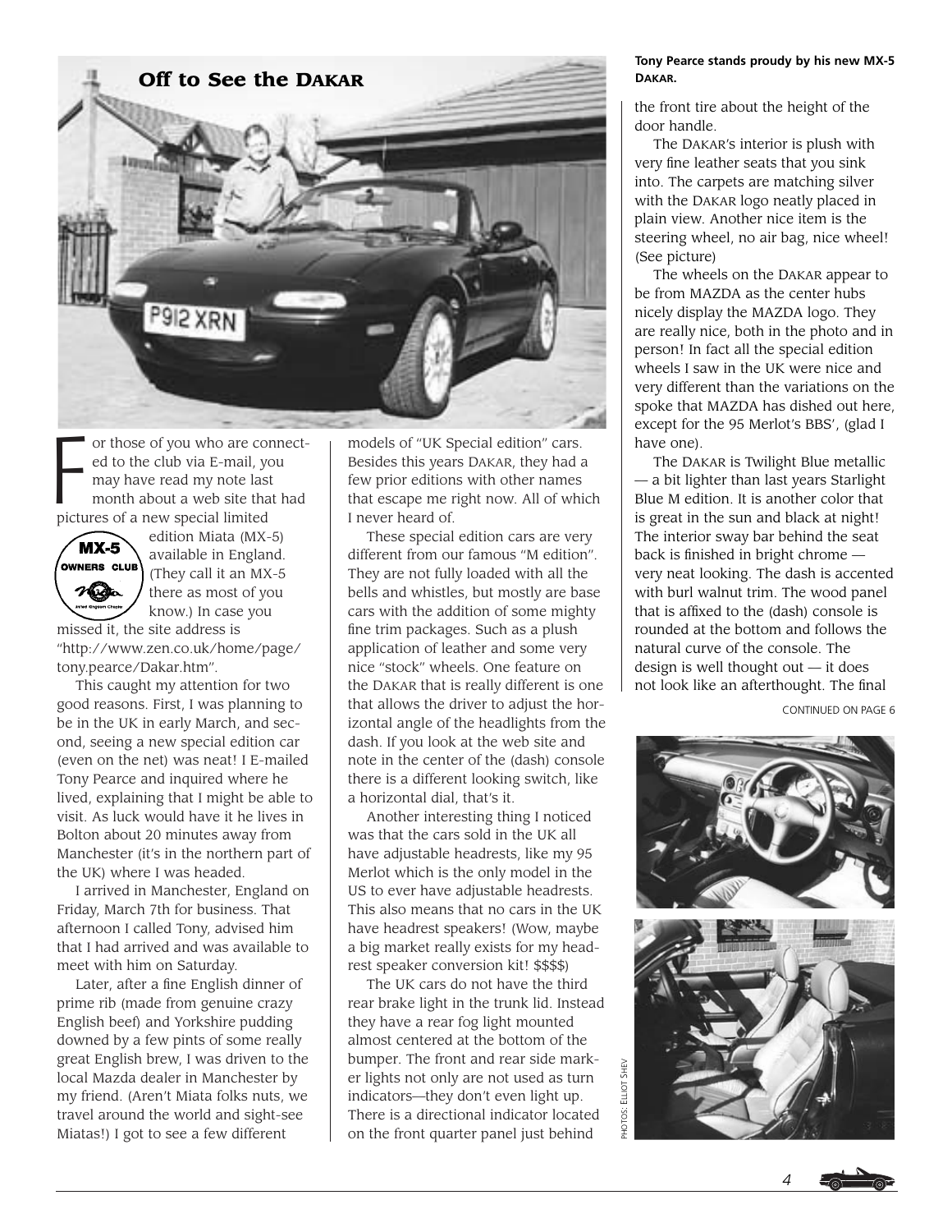## Off to See the DAKAR

**Tony Pearce stands proud by his new MX-5 DAKAR.**

For those of you who are connected to the club via E-mail, you may have read my note last month about a web site that had pictures of a new special limited edition Miata (MX-5) available in England. (They call it an MX-5 there as most of you know.) In case you missed it, the site address is "http://www.zen.co.uk/home/page/tony.pearce/Dakar.htm".

This caught my attention for two good reasons. First, I was planning to be in the UK in early March, and second, seeing a new special edition car (even on the net) was neat! I E-mailed Tony Pearce and inquired where he lived, explaining that I might be able to visit. As luck would have it he lives in Bolton about 20 minutes away from Manchester (it's in the northern part of the UK) where I was headed.

I arrived in Manchester, England on Friday, March 7th for business. That afternoon I called Tony, advised him that I had arrived and was available to meet with him on Saturday.

Later, after a fine English dinner of prime rib (made from genuine crazy English beef) and Yorkshire pudding downed by a few pints of some really great English brew, I was driven to the local Mazda dealer in Manchester by my friend. (Aren't Miata folks nuts, we travel around the world and sight-see Miatas!) I got to see a few different models of "UK Special edition" cars. Besides this years DAKAR, they had a few prior editions with other names that escape me right now. All of which I never heard of.

These special edition cars are very different from our famous "M edition". They are not fully loaded with all the bells and whistles, but mostly are base cars with the addition of some mighty fine trim packages. Such as a plush application of leather and some very nice "stock" wheels. One feature on the DAKAR that is really different is one that allows the driver to adjust the horizontal angle of the headlights from the dash. If you look at the web site and note in the center of the (dash) console there is a different looking switch, like a horizontal dial, that's it.

Another interesting thing I noticed was that the cars sold in the UK all have adjustable headrests, like my 95 Merlot which is the only model in the US to ever have adjustable headrests. This also means that no cars in the UK have headrest speakers! (Wow, maybe a big market really exists for my headrest speaker conversion kit! $$$$)

The UK cars do not have the third rear brake light in the trunk lid. Instead they have a rear fog light mounted almost centered at the bottom of the bumper. The front and rear side marker lights not only are not used as turn indicators—they don't even light up. There is a directional indicator located on the front quarter panel just behind the front tire about the height of the door handle.

The DAKAR's interior is plush with very fine leather seats that you sink into. The carpets are matching silver with the DAKAR logo neatly placed in plain view. Another nice item is the steering wheel, no air bag, nice wheel! (See picture)

The wheels on the DAKAR appear to be from MAZDA as the center hubs nicely display the MAZDA logo. They are really nice, both in the photo and in person! In fact all the special edition wheels I saw in the UK were nice and very different than the variations on the spoke that MAZDA has dished out here, except for the 95 Merlot's BBS', (glad I have one).

The DAKAR is Twilight Blue metallic — a bit lighter than last years Starlight Blue M edition. It is another color that is great in the sun and black at night! The interior sway bar behind the seat back is finished in bright chrome — very neat looking. The dash is accented with burl walnut trim. The wood panel that is affixed to the (dash) console is rounded at the bottom and follows the natural curve of the console. The design is well thought out — it does not look like an afterthought. The final

CONTINUED ON PAGE 6

PHOTOS: ELLIOT SHEV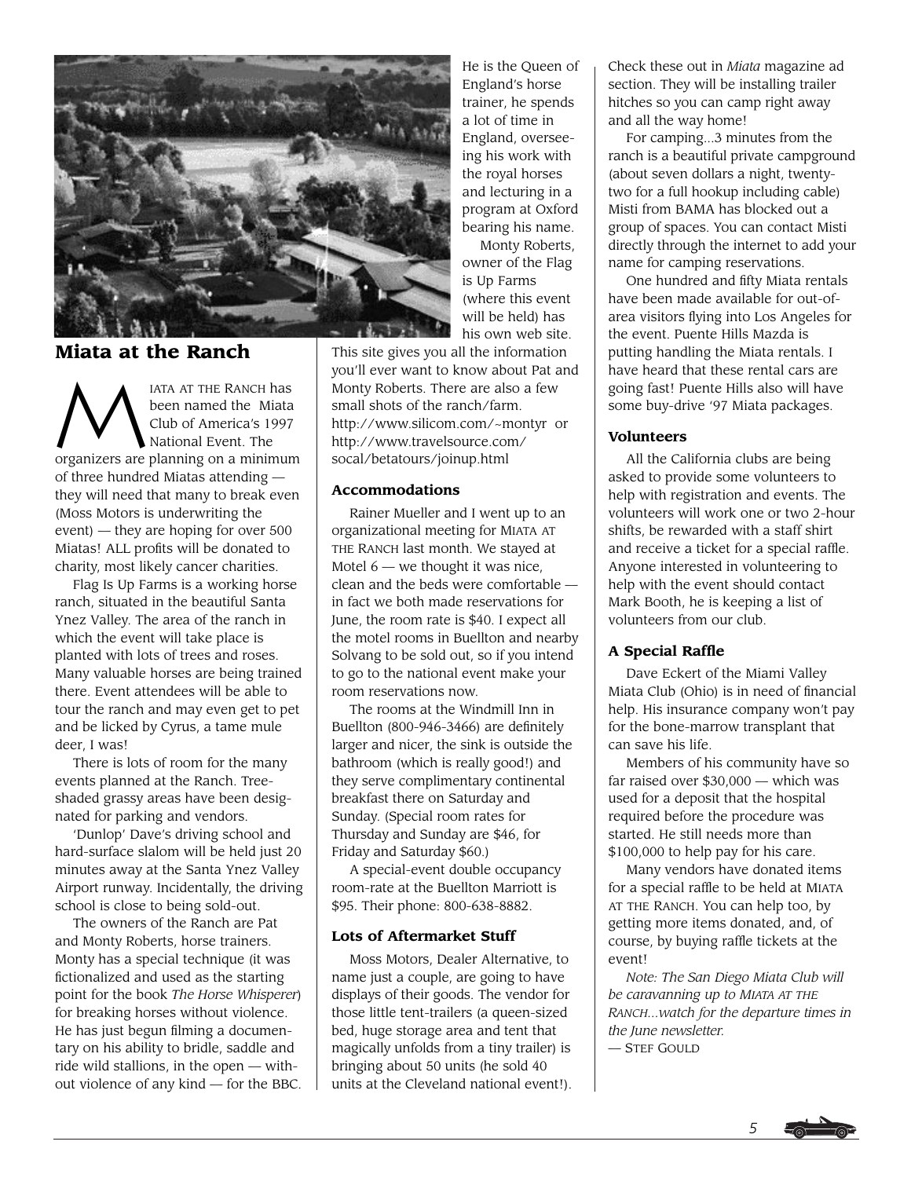## Miata at the Ranch

MIATA AT THE RANCH has been named the Miata Club of America's 1997 National Event. The organizers are planning on a minimum of three hundred Miatas attending — they will need that many to break even (Moss Motors is underwriting the event) — they are hoping for over 500 Miatas! ALL profits will be donated to charity, most likely cancer charities.

Flag Is Up Farms is a working horse ranch, situated in the beautiful Santa Ynez Valley. The area of the ranch in which the event will take place is planted with lots of trees and roses. Many valuable horses are being trained there. Event attendees will be able to tour the ranch and may even get to pet and be licked by Cyrus, a tame mule deer, I was!

There is lots of room for the many events planned at the Ranch. Tree-shaded grassy areas have been designated for parking and vendors.

'Dunlop' Dave's driving school and hard-surface slalom will be held just 20 minutes away at the Santa Ynez Valley Airport runway. Incidentally, the driving school is close to being sold-out.

The owners of the Ranch are Pat and Monty Roberts, horse trainers. Monty has a special technique (it was fictionalized and used as the starting point for the book *The Horse Whisperer*) for breaking horses without violence. He has just begun filming a documentary on his ability to bridle, saddle and ride wild stallions, in the open — without violence of any kind — for the BBC. He is the Queen of England's horse trainer, he spends a lot of time in England, overseeing his work with the royal horses and lecturing in a program at Oxford bearing his name.

Monty Roberts, owner of the Flag is Up Farms (where this event will be held) has his own web site. This site gives you all the information you'll ever want to know about Pat and Monty Roberts. There are also a few small shots of the ranch/farm. http://www.silicom.com/~montyr or http://www.travelsource.com/socal/betatours/joinup.html

### Accommodations

Rainer Mueller and I went up to an organizational meeting for MIATA AT THE RANCH last month. We stayed at Motel 6 — we thought it was nice, clean and the beds were comfortable — in fact we both made reservations for June, the room rate is $40. I expect all the motel rooms in Buellton and nearby Solvang to be sold out, so if you intend to go to the national event make your room reservations now.

The rooms at the Windmill Inn in Buellton (800-946-3466) are definitely larger and nicer, the sink is outside the bathroom (which is really good!) and they serve complimentary continental breakfast there on Saturday and Sunday. (Special room rates for Thursday and Sunday are $46, for Friday and Saturday $60.)

A special-event double occupancy room-rate at the Buellton Marriott is $95. Their phone: 800-638-8882.

### Lots of Aftermarket Stuff

Moss Motors, Dealer Alternative, to name just a couple, are going to have displays of their goods. The vendor for those little tent-trailers (a queen-sized bed, huge storage area and tent that magically unfolds from a tiny trailer) is bringing about 50 units (he sold 40 units at the Cleveland national event!). Check these out in *Miata* magazine ad section. They will be installing trailer hitches so you can camp right away and all the way home!

For camping...3 minutes from the ranch is a beautiful private campground (about seven dollars a night, twenty-two for a full hookup including cable) Misti from BAMA has blocked out a group of spaces. You can contact Misti directly through the internet to add your name for camping reservations.

One hundred and fifty Miata rentals have been made available for out-of-area visitors flying into Los Angeles for the event. Puente Hills Mazda is putting handling the Miata rentals. I have heard that these rental cars are going fast! Puente Hills also will have some buy-drive '97 Miata packages.

### Volunteers

All the California clubs are being asked to provide some volunteers to help with registration and events. The volunteers will work one or two 2-hour shifts, be rewarded with a staff shirt and receive a ticket for a special raffle. Anyone interested in volunteering to help with the event should contact Mark Booth, he is keeping a list of volunteers from our club.

### A Special Raffle

Dave Eckert of the Miami Valley Miata Club (Ohio) is in need of financial help. His insurance company won't pay for the bone-marrow transplant that can save his life.

Members of his community have so far raised over $30,000 — which was used for a deposit that the hospital required before the procedure was started. He still needs more than $100,000 to help pay for his care.

Many vendors have donated items for a special raffle to be held at MIATA AT THE RANCH. You can help too, by getting more items donated, and, of course, by buying raffle tickets at the event!

*Note: The San Diego Miata Club will be caravanning up to MIATA AT THE RANCH...watch for the departure times in the June newsletter.*

— STEF GOULD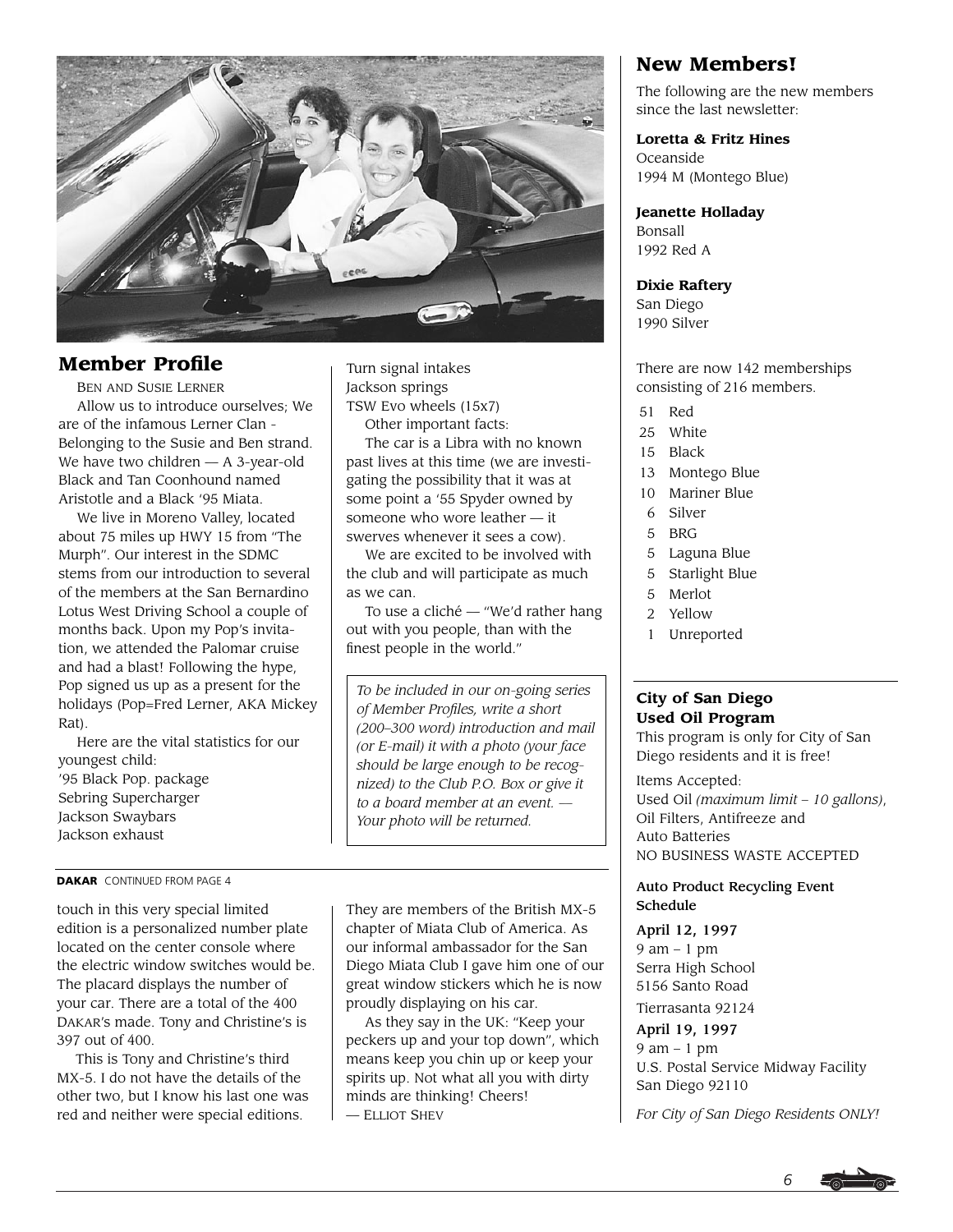## Member Profile

BEN AND SUSIE LERNER

Allow us to introduce ourselves; We are of the infamous Lerner Clan - Belonging to the Susie and Ben strand. We have two children — A 3-year-old Black and Tan Coonhound named Aristotle and a Black '95 Miata.

We live in Moreno Valley, located about 75 miles up HWY 15 from "The Murph". Our interest in the SDMC stems from our introduction to several of the members at the San Bernardino Lotus West Driving School a couple of months back. Upon my Pop's invitation, we attended the Palomar cruise and had a blast! Following the hype, Pop signed us up as a present for the holidays (Pop=Fred Lerner, AKA Mickey Rat).

Here are the vital statistics for our youngest child:
'95 Black Pop. package
Sebring Supercharger
Jackson Swaybars
Jackson exhaust
Turn signal intakes
Jackson springs
TSW Evo wheels (15x7)

Other important facts:

The car is a Libra with no known past lives at this time (we are investigating the possibility that it was at some point a '55 Spyder owned by someone who wore leather — it swerves whenever it sees a cow).

We are excited to be involved with the club and will participate as much as we can.

To use a cliché — "We'd rather hang out with you people, than with the finest people in the world."

*To be included in our on-going series of Member Profiles, write a short (200–300 word) introduction and mail (or E-mail) it with a photo (your face should be large enough to be recognized) to the Club P.O. Box or give it to a board member at an event. — Your photo will be returned.*

**DAKAR** CONTINUED FROM PAGE 4

touch in this very special limited edition is a personalized number plate located on the center console where the electric window switches would be. The placard displays the number of your car. There are a total of the 400 DAKAR's made. Tony and Christine's is 397 out of 400.

This is Tony and Christine's third MX-5. I do not have the details of the other two, but I know his last one was red and neither were special editions. They are members of the British MX-5 chapter of Miata Club of America. As our informal ambassador for the San Diego Miata Club I gave him one of our great window stickers which he is now proudly displaying on his car.

As they say in the UK: "Keep your peckers up and your top down", which means keep you chin up or keep your spirits up. Not what all you with dirty minds are thinking! Cheers!
— ELLIOT SHEV

## New Members!

The following are the new members since the last newsletter:

**Loretta & Fritz Hines**
Oceanside
1994 M (Montego Blue)

**Jeanette Holladay**
Bonsall
1992 Red A

**Dixie Raftery**
San Diego
1990 Silver

There are now 142 memberships consisting of 216 members.

| | |
|---|---|
| 51 | Red |
| 25 | White |
| 15 | Black |
| 13 | Montego Blue |
| 10 | Mariner Blue |
| 6 | Silver |
| 5 | BRG |
| 5 | Laguna Blue |
| 5 | Starlight Blue |
| 5 | Merlot |
| 2 | Yellow |
| 1 | Unreported |

### City of San Diego Used Oil Program

This program is only for City of San Diego residents and it is free!

Items Accepted:
Used Oil *(maximum limit – 10 gallons)*, Oil Filters, Antifreeze and Auto Batteries
NO BUSINESS WASTE ACCEPTED

**Auto Product Recycling Event Schedule**

**April 12, 1997**
9 am – 1 pm
Serra High School
5156 Santo Road
Tierrasanta 92124

**April 19, 1997**
9 am – 1 pm
U.S. Postal Service Midway Facility
San Diego 92110

*For City of San Diego Residents ONLY!*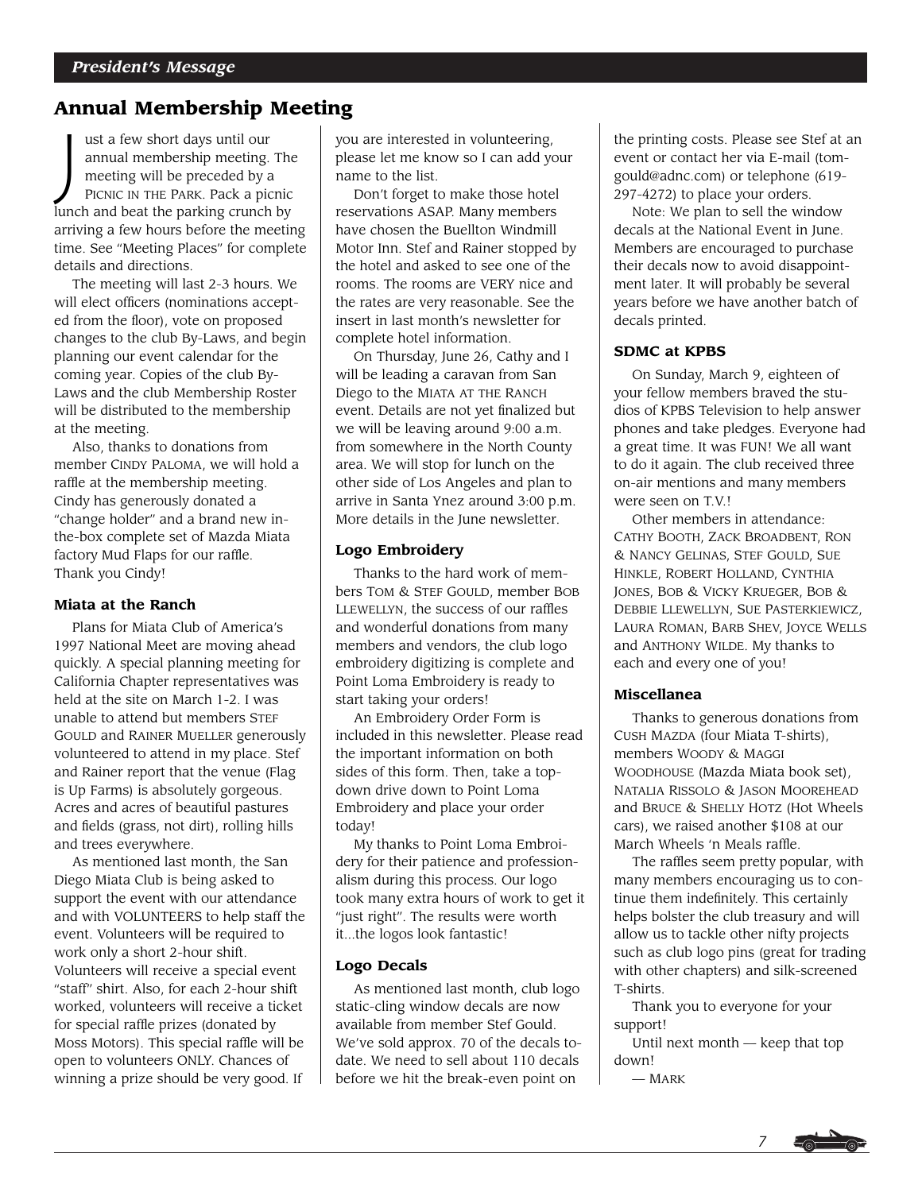*President's Message*

## Annual Membership Meeting

Just a few short days until our annual membership meeting. The meeting will be preceded by a PICNIC IN THE PARK. Pack a picnic lunch and beat the parking crunch by arriving a few hours before the meeting time. See "Meeting Places" for complete details and directions.

The meeting will last 2-3 hours. We will elect officers (nominations accepted from the floor), vote on proposed changes to the club By-Laws, and begin planning our event calendar for the coming year. Copies of the club By-Laws and the club Membership Roster will be distributed to the membership at the meeting.

Also, thanks to donations from member CINDY PALOMA, we will hold a raffle at the membership meeting. Cindy has generously donated a "change holder" and a brand new in-the-box complete set of Mazda Miata factory Mud Flaps for our raffle. Thank you Cindy!

### Miata at the Ranch

Plans for Miata Club of America's 1997 National Meet are moving ahead quickly. A special planning meeting for California Chapter representatives was held at the site on March 1-2. I was unable to attend but members STEF GOULD and RAINER MUELLER generously volunteered to attend in my place. Stef and Rainer report that the venue (Flag is Up Farms) is absolutely gorgeous. Acres and acres of beautiful pastures and fields (grass, not dirt), rolling hills and trees everywhere.

As mentioned last month, the San Diego Miata Club is being asked to support the event with our attendance and with VOLUNTEERS to help staff the event. Volunteers will be required to work only a short 2-hour shift. Volunteers will receive a special event "staff" shirt. Also, for each 2-hour shift worked, volunteers will receive a ticket for special raffle prizes (donated by Moss Motors). This special raffle will be open to volunteers ONLY. Chances of winning a prize should be very good. If you are interested in volunteering, please let me know so I can add your name to the list.

Don't forget to make those hotel reservations ASAP. Many members have chosen the Buellton Windmill Motor Inn. Stef and Rainer stopped by the hotel and asked to see one of the rooms. The rooms are VERY nice and the rates are very reasonable. See the insert in last month's newsletter for complete hotel information.

On Thursday, June 26, Cathy and I will be leading a caravan from San Diego to the MIATA AT THE RANCH event. Details are not yet finalized but we will be leaving around 9:00 a.m. from somewhere in the North County area. We will stop for lunch on the other side of Los Angeles and plan to arrive in Santa Ynez around 3:00 p.m. More details in the June newsletter.

### Logo Embroidery

Thanks to the hard work of members TOM & STEF GOULD, member BOB LLEWELLYN, the success of our raffles and wonderful donations from many members and vendors, the club logo embroidery digitizing is complete and Point Loma Embroidery is ready to start taking your orders!

An Embroidery Order Form is included in this newsletter. Please read the important information on both sides of this form. Then, take a top-down drive down to Point Loma Embroidery and place your order today!

My thanks to Point Loma Embroidery for their patience and professionalism during this process. Our logo took many extra hours of work to get it "just right". The results were worth it...the logos look fantastic!

### Logo Decals

As mentioned last month, club logo static-cling window decals are now available from member Stef Gould. We've sold approx. 70 of the decals to-date. We need to sell about 110 decals before we hit the break-even point on the printing costs. Please see Stef at an event or contact her via E-mail (tom-gould@adnc.com) or telephone (619-297-4272) to place your orders.

Note: We plan to sell the window decals at the National Event in June. Members are encouraged to purchase their decals now to avoid disappointment later. It will probably be several years before we have another batch of decals printed.

### SDMC at KPBS

On Sunday, March 9, eighteen of your fellow members braved the studios of KPBS Television to help answer phones and take pledges. Everyone had a great time. It was FUN! We all want to do it again. The club received three on-air mentions and many members were seen on T.V.!

Other members in attendance: CATHY BOOTH, ZACK BROADBENT, RON & NANCY GELINAS, STEF GOULD, SUE HINKLE, ROBERT HOLLAND, CYNTHIA JONES, BOB & VICKY KRUEGER, BOB & DEBBIE LLEWELLYN, SUE PASTERKIEWICZ, LAURA ROMAN, BARB SHEV, JOYCE WELLS and ANTHONY WILDE. My thanks to each and every one of you!

### Miscellanea

Thanks to generous donations from CUSH MAZDA (four Miata T-shirts), members WOODY & MAGGI WOODHOUSE (Mazda Miata book set), NATALIA RISSOLO & JASON MOOREHEAD and BRUCE & SHELLY HOTZ (Hot Wheels cars), we raised another $108 at our March Wheels 'n Meals raffle.

The raffles seem pretty popular, with many members encouraging us to continue them indefinitely. This certainly helps bolster the club treasury and will allow us to tackle other nifty projects such as club logo pins (great for trading with other chapters) and silk-screened T-shirts.

Thank you to everyone for your support!

Until next month — keep that top down!

— MARK